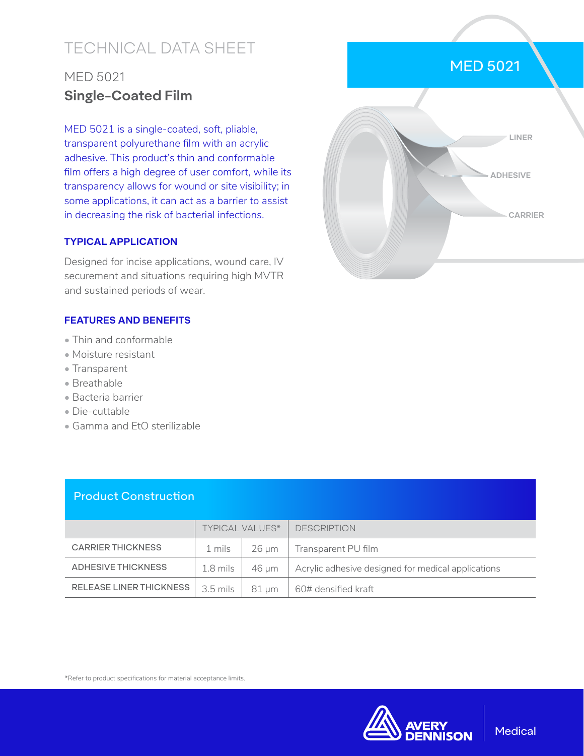# TECHNICAL DATA SHEET

## MED 5021

## **Single-Coated Film**

MED 5021 is a single-coated, soft, pliable, transparent polyurethane film with an acrylic adhesive. This product's thin and conformable film offers a high degree of user comfort, while its transparency allows for wound or site visibility; in some applications, it can act as a barrier to assist in decreasing the risk of bacterial infections.

MED 5021

LINER

ADHESIVE

CARRIER

### TYPICAL APPLICATION

Designed for incise applications, wound care, IV securement and situations requiring high MVTR and sustained periods of wear.

### FEATURES AND BENEFITS

- Thin and conformable
- Moisture resistant
- Transparent
- Breathable
- Bacteria barrier
- Die-cuttable
- Gamma and EtO sterilizable

### Product Construction

| | TYPICAL VALUES* | | DESCRIPTION |
|---|---|---|---|
| CARRIER THICKNESS | 1 mils | 26 µm | Transparent PU film |
| ADHESIVE THICKNESS | 1.8 mils | 46 µm | Acrylic adhesive designed for medical applications |
| RELEASE LINER THICKNESS | 3.5 mils | 81 µm | 60# densified kraft |

*Refer to product specifications for material acceptance limits.

AVERY DENNISON | Medical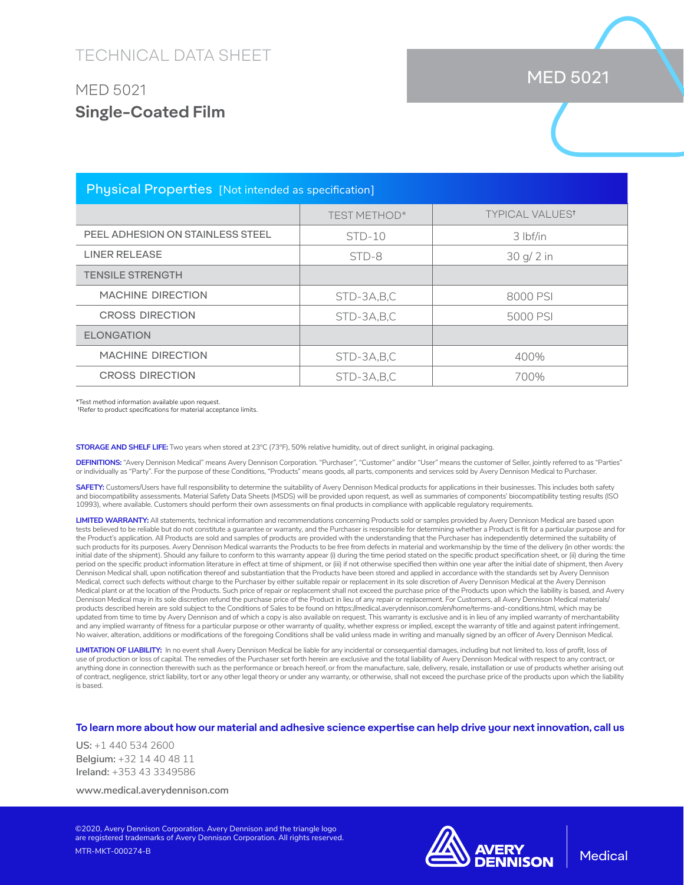# TECHNICAL DATA SHEET

## MED 5021

## **Single-Coated Film**

MED 5021

### Physical Properties [Not intended as specification]

| | TEST METHOD* | TYPICAL VALUES† |
|---|---|---|
| PEEL ADHESION ON STAINLESS STEEL | STD-10 | 3 lbf/in |
| LINER RELEASE | STD-8 | 30 g/ 2 in |
| TENSILE STRENGTH | | |
| MACHINE DIRECTION | STD-3A,B,C | 8000 PSI |
| CROSS DIRECTION | STD-3A,B,C | 5000 PSI |
| ELONGATION | | |
| MACHINE DIRECTION | STD-3A,B,C | 400% |
| CROSS DIRECTION | STD-3A,B,C | 700% |

*Test method information available upon request.
†Refer to product specifications for material acceptance limits.

**STORAGE AND SHELF LIFE:** Two years when stored at 23°C (73°F), 50% relative humidity, out of direct sunlight, in original packaging.

**DEFINITIONS:** "Avery Dennison Medical" means Avery Dennison Corporation. "Purchaser", "Customer" and/or "User" means the customer of Seller, jointly referred to as "Parties" or individually as "Party". For the purpose of these Conditions, "Products" means goods, all parts, components and services sold by Avery Dennison Medical to Purchaser.

**SAFETY:** Customers/Users have full responsibility to determine the suitability of Avery Dennison Medical products for applications in their businesses. This includes both safety and biocompatibility assessments. Material Safety Data Sheets (MSDS) will be provided upon request, as well as summaries of components' biocompatibility testing results (ISO 10993), where available. Customers should perform their own assessments on final products in compliance with applicable regulatory requirements.

**LIMITED WARRANTY:** All statements, technical information and recommendations concerning Products sold or samples provided by Avery Dennison Medical are based upon tests believed to be reliable but do not constitute a guarantee or warranty, and the Purchaser is responsible for determining whether a Product is fit for a particular purpose and for the Product's application. All Products are sold and samples of products are provided with the understanding that the Purchaser has independently determined the suitability of such products for its purposes. Avery Dennison Medical warrants the Products to be free from defects in material and workmanship by the time of the delivery (in other words: the initial date of the shipment). Should any failure to conform to this warranty appear (i) during the time period stated on the specific product specification sheet, or (ii) during the time period on the specific product information literature in effect at time of shipment, or (iii) if not otherwise specified then within one year after the initial date of shipment, then Avery Dennison Medical shall, upon notification thereof and substantiation that the Products have been stored and applied in accordance with the standards set by Avery Dennison Medical, correct such defects without charge to the Purchaser by either suitable repair or replacement in its sole discretion of Avery Dennison Medical at the Avery Dennison Medical plant or at the location of the Products. Such price of repair or replacement shall not exceed the purchase price of the Products upon which the liability is based, and Avery Dennison Medical may in its sole discretion refund the purchase price of the Product in lieu of any repair or replacement. For Customers, all Avery Dennison Medical materials/ products described herein are sold subject to the Conditions of Sales to be found on https://medical.averydennison.com/en/home/terms-and-conditions.html, which may be updated from time to time by Avery Dennison and of which a copy is also available on request. This warranty is exclusive and is in lieu of any implied warranty of merchantability and any implied warranty of fitness for a particular purpose or other warranty of quality, whether express or implied, except the warranty of title and against patent infringement. No waiver, alteration, additions or modifications of the foregoing Conditions shall be valid unless made in writing and manually signed by an officer of Avery Dennison Medical.

**LIMITATION OF LIABILITY:** In no event shall Avery Dennison Medical be liable for any incidental or consequential damages, including but not limited to, loss of profit, loss of use of production or loss of capital. The remedies of the Purchaser set forth herein are exclusive and the total liability of Avery Dennison Medical with respect to any contract, or anything done in connection therewith such as the performance or breach hereof, or from the manufacture, sale, delivery, resale, installation or use of products whether arising out of contract, negligence, strict liability, tort or any other legal theory or under any warranty, or otherwise, shall not exceed the purchase price of the products upon which the liability is based.

**To learn more about how our material and adhesive science expertise can help drive your next innovation, call us**

US: +1 440 534 2600
Belgium: +32 14 40 48 11
Ireland: +353 43 3349586

www.medical.averydennison.com

©2020, Avery Dennison Corporation. Avery Dennison and the triangle logo are registered trademarks of Avery Dennison Corporation. All rights reserved.

MTR-MKT-000274-B

AVERY DENNISON Medical